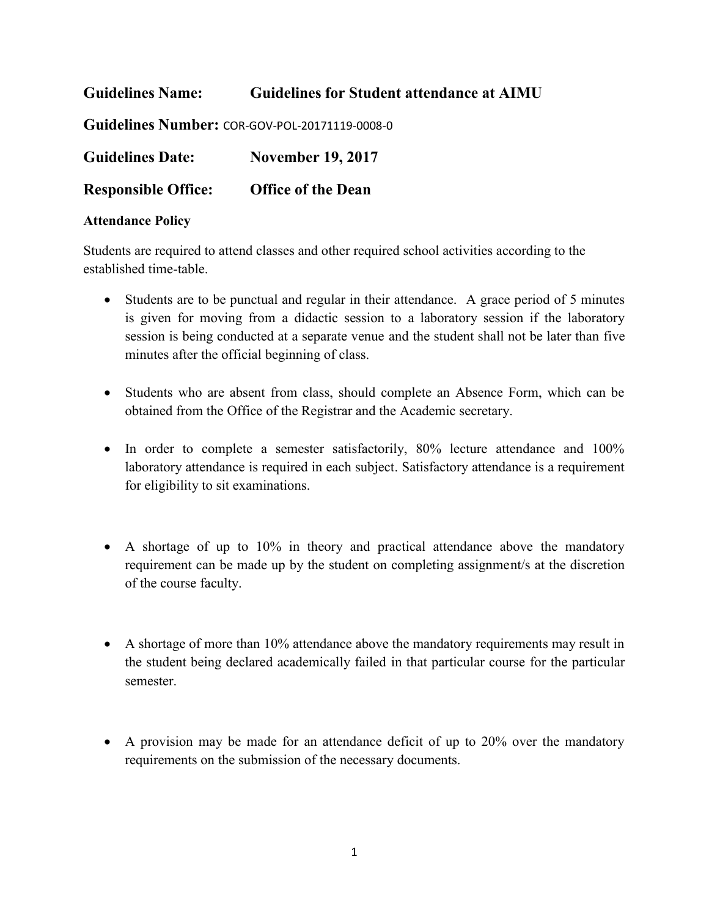**Guidelines Name:** **Guidelines for Student attendance at AIMU**

**Guidelines Number:** COR-GOV-POL-20171119-0008-0

**Guidelines Date:** **November 19, 2017**

**Responsible Office:** **Office of the Dean**

**Attendance Policy**

Students are required to attend classes and other required school activities according to the established time-table.

- Students are to be punctual and regular in their attendance. A grace period of 5 minutes is given for moving from a didactic session to a laboratory session if the laboratory session is being conducted at a separate venue and the student shall not be later than five minutes after the official beginning of class.

- Students who are absent from class, should complete an Absence Form, which can be obtained from the Office of the Registrar and the Academic secretary.

- In order to complete a semester satisfactorily, 80% lecture attendance and 100% laboratory attendance is required in each subject. Satisfactory attendance is a requirement for eligibility to sit examinations.

- A shortage of up to 10% in theory and practical attendance above the mandatory requirement can be made up by the student on completing assignment/s at the discretion of the course faculty.

- A shortage of more than 10% attendance above the mandatory requirements may result in the student being declared academically failed in that particular course for the particular semester.

- A provision may be made for an attendance deficit of up to 20% over the mandatory requirements on the submission of the necessary documents.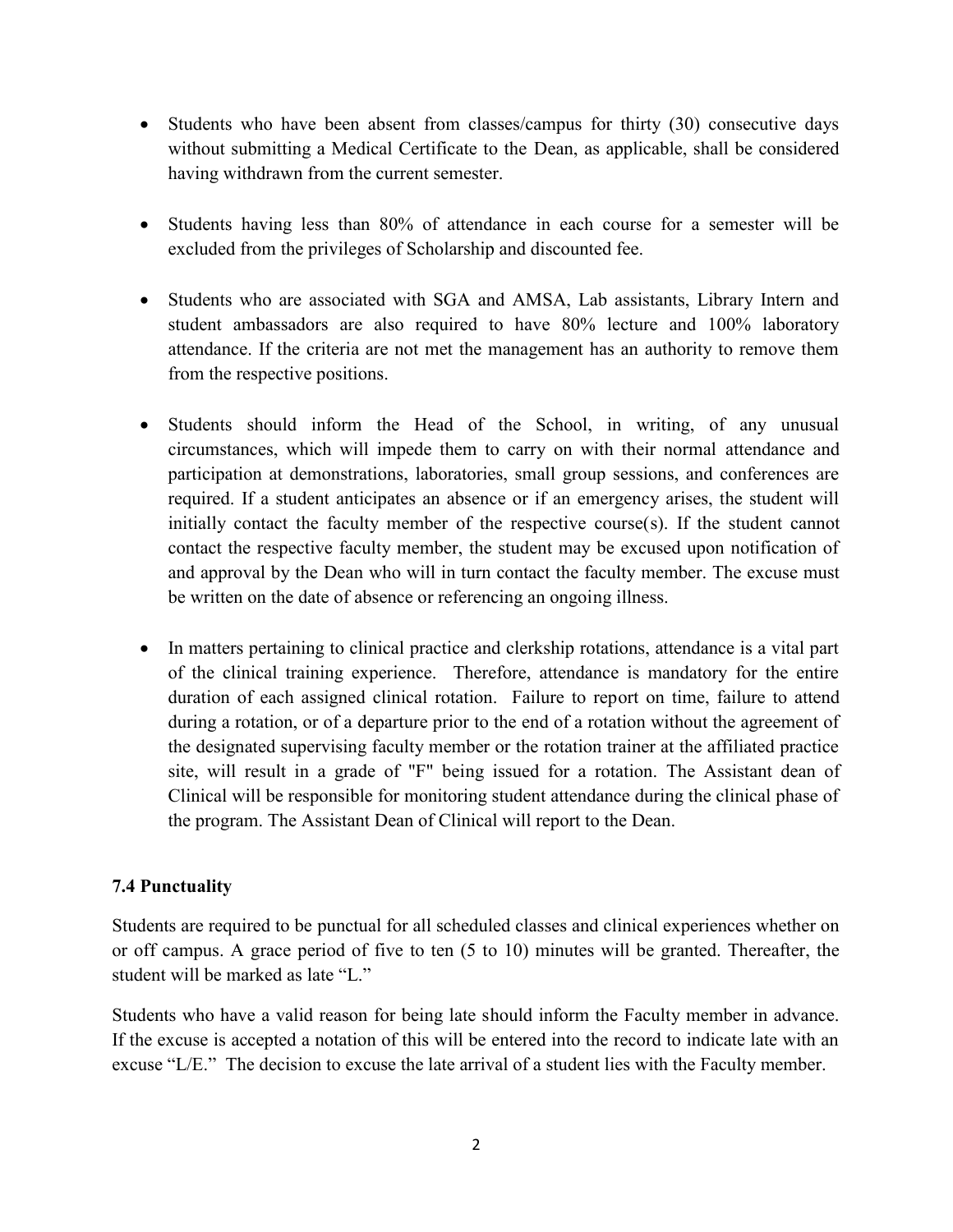- Students who have been absent from classes/campus for thirty (30) consecutive days without submitting a Medical Certificate to the Dean, as applicable, shall be considered having withdrawn from the current semester.

- Students having less than 80% of attendance in each course for a semester will be excluded from the privileges of Scholarship and discounted fee.

- Students who are associated with SGA and AMSA, Lab assistants, Library Intern and student ambassadors are also required to have 80% lecture and 100% laboratory attendance. If the criteria are not met the management has an authority to remove them from the respective positions.

- Students should inform the Head of the School, in writing, of any unusual circumstances, which will impede them to carry on with their normal attendance and participation at demonstrations, laboratories, small group sessions, and conferences are required. If a student anticipates an absence or if an emergency arises, the student will initially contact the faculty member of the respective course(s). If the student cannot contact the respective faculty member, the student may be excused upon notification of and approval by the Dean who will in turn contact the faculty member. The excuse must be written on the date of absence or referencing an ongoing illness.

- In matters pertaining to clinical practice and clerkship rotations, attendance is a vital part of the clinical training experience. Therefore, attendance is mandatory for the entire duration of each assigned clinical rotation. Failure to report on time, failure to attend during a rotation, or of a departure prior to the end of a rotation without the agreement of the designated supervising faculty member or the rotation trainer at the affiliated practice site, will result in a grade of "F" being issued for a rotation. The Assistant dean of Clinical will be responsible for monitoring student attendance during the clinical phase of the program. The Assistant Dean of Clinical will report to the Dean.

### 7.4 Punctuality

Students are required to be punctual for all scheduled classes and clinical experiences whether on or off campus. A grace period of five to ten (5 to 10) minutes will be granted. Thereafter, the student will be marked as late "L."

Students who have a valid reason for being late should inform the Faculty member in advance. If the excuse is accepted a notation of this will be entered into the record to indicate late with an excuse "L/E." The decision to excuse the late arrival of a student lies with the Faculty member.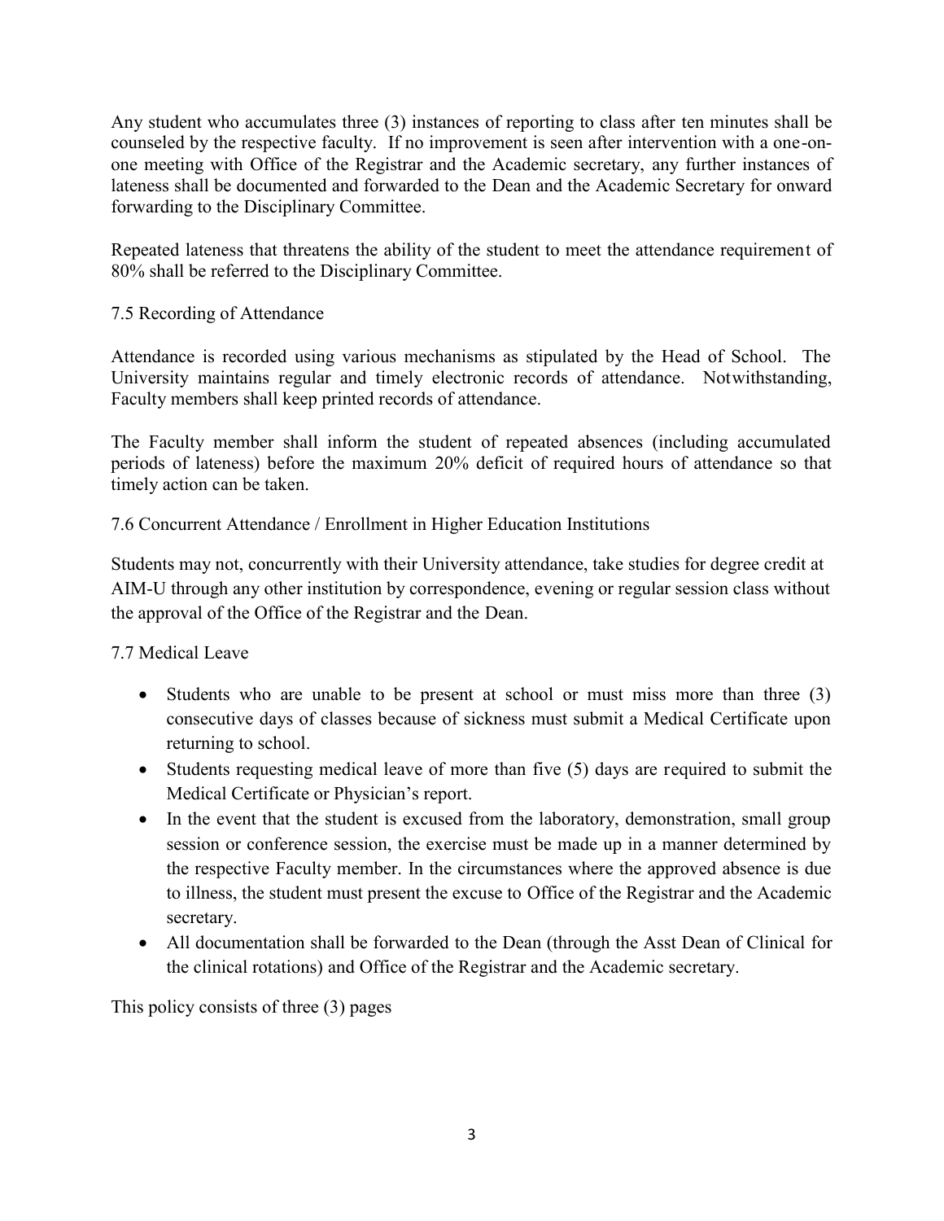Any student who accumulates three (3) instances of reporting to class after ten minutes shall be counseled by the respective faculty. If no improvement is seen after intervention with a one-on-one meeting with Office of the Registrar and the Academic secretary, any further instances of lateness shall be documented and forwarded to the Dean and the Academic Secretary for onward forwarding to the Disciplinary Committee.

Repeated lateness that threatens the ability of the student to meet the attendance requirement of 80% shall be referred to the Disciplinary Committee.

7.5 Recording of Attendance

Attendance is recorded using various mechanisms as stipulated by the Head of School. The University maintains regular and timely electronic records of attendance. Notwithstanding, Faculty members shall keep printed records of attendance.

The Faculty member shall inform the student of repeated absences (including accumulated periods of lateness) before the maximum 20% deficit of required hours of attendance so that timely action can be taken.

7.6 Concurrent Attendance / Enrollment in Higher Education Institutions

Students may not, concurrently with their University attendance, take studies for degree credit at AIM-U through any other institution by correspondence, evening or regular session class without the approval of the Office of the Registrar and the Dean.

7.7 Medical Leave

- Students who are unable to be present at school or must miss more than three (3) consecutive days of classes because of sickness must submit a Medical Certificate upon returning to school.
- Students requesting medical leave of more than five (5) days are required to submit the Medical Certificate or Physician's report.
- In the event that the student is excused from the laboratory, demonstration, small group session or conference session, the exercise must be made up in a manner determined by the respective Faculty member. In the circumstances where the approved absence is due to illness, the student must present the excuse to Office of the Registrar and the Academic secretary.
- All documentation shall be forwarded to the Dean (through the Asst Dean of Clinical for the clinical rotations) and Office of the Registrar and the Academic secretary.

This policy consists of three (3) pages